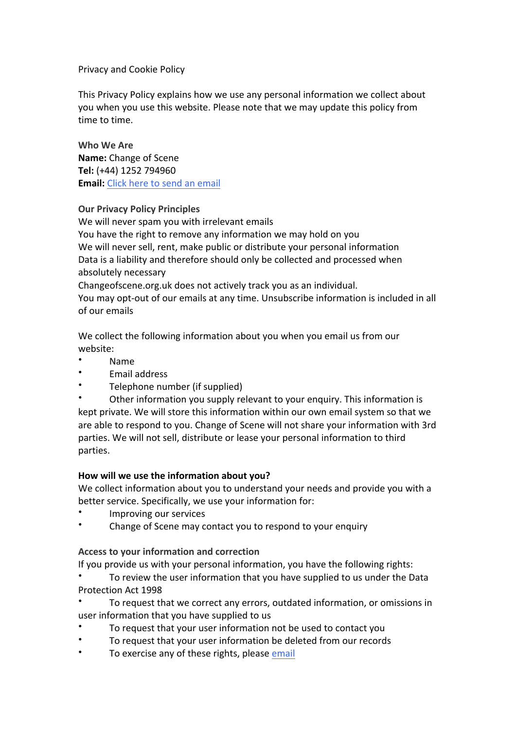Privacy and Cookie Policy

This Privacy Policy explains how we use any personal information we collect about you when you use this website. Please note that we may update this policy from time to time.

## Who We Are

**Name:** Change of Scene
**Tel:** (+44) 1252 794960
**Email:** [Click here to send an email]

## Our Privacy Policy Principles

We will never spam you with irrelevant emails
You have the right to remove any information we may hold on you
We will never sell, rent, make public or distribute your personal information
Data is a liability and therefore should only be collected and processed when absolutely necessary
Changeofscene.org.uk does not actively track you as an individual.
You may opt-out of our emails at any time. Unsubscribe information is included in all of our emails

We collect the following information about you when you email us from our website:

- Name
- Email address
- Telephone number (if supplied)
- Other information you supply relevant to your enquiry. This information is kept private. We will store this information within our own email system so that we are able to respond to you. Change of Scene will not share your information with 3rd parties. We will not sell, distribute or lease your personal information to third parties.

## How will we use the information about you?

We collect information about you to understand your needs and provide you with a better service. Specifically, we use your information for:

- Improving our services
- Change of Scene may contact you to respond to your enquiry

## Access to your information and correction

If you provide us with your personal information, you have the following rights:

- To review the user information that you have supplied to us under the Data Protection Act 1998
- To request that we correct any errors, outdated information, or omissions in user information that you have supplied to us
- To request that your user information not be used to contact you
- To request that your user information be deleted from our records
- To exercise any of these rights, please [email]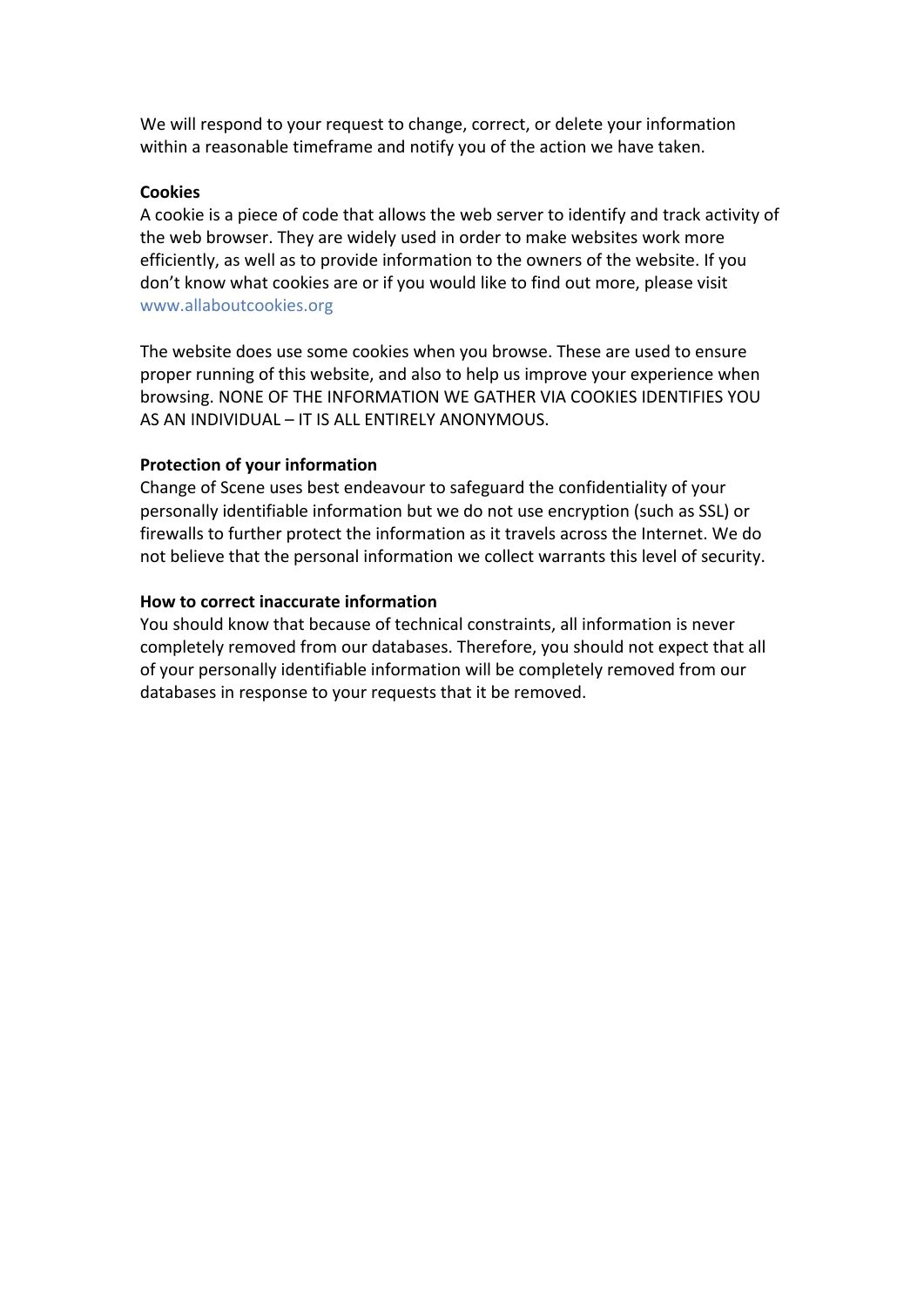We will respond to your request to change, correct, or delete your information within a reasonable timeframe and notify you of the action we have taken.

**Cookies**
A cookie is a piece of code that allows the web server to identify and track activity of the web browser. They are widely used in order to make websites work more efficiently, as well as to provide information to the owners of the website. If you don't know what cookies are or if you would like to find out more, please visit www.allaboutcookies.org

The website does use some cookies when you browse. These are used to ensure proper running of this website, and also to help us improve your experience when browsing. NONE OF THE INFORMATION WE GATHER VIA COOKIES IDENTIFIES YOU AS AN INDIVIDUAL – IT IS ALL ENTIRELY ANONYMOUS.

**Protection of your information**
Change of Scene uses best endeavour to safeguard the confidentiality of your personally identifiable information but we do not use encryption (such as SSL) or firewalls to further protect the information as it travels across the Internet. We do not believe that the personal information we collect warrants this level of security.

**How to correct inaccurate information**
You should know that because of technical constraints, all information is never completely removed from our databases. Therefore, you should not expect that all of your personally identifiable information will be completely removed from our databases in response to your requests that it be removed.